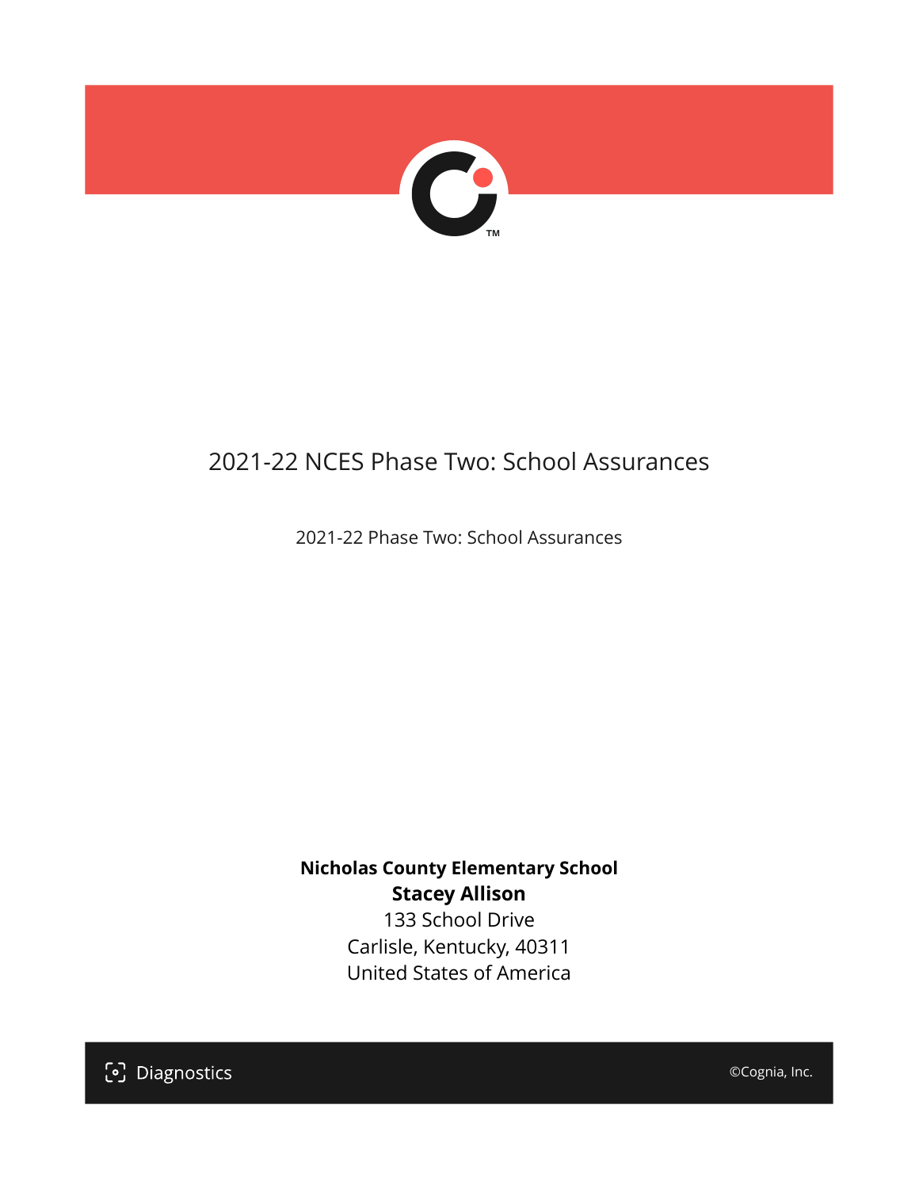# 2021-22 NCES Phase Two: School Assurances

2021-22 Phase Two: School Assurances

**Nicholas County Elementary School**
**Stacey Allison**
133 School Drive
Carlisle, Kentucky, 40311
United States of America

Diagnostics

©Cognia, Inc.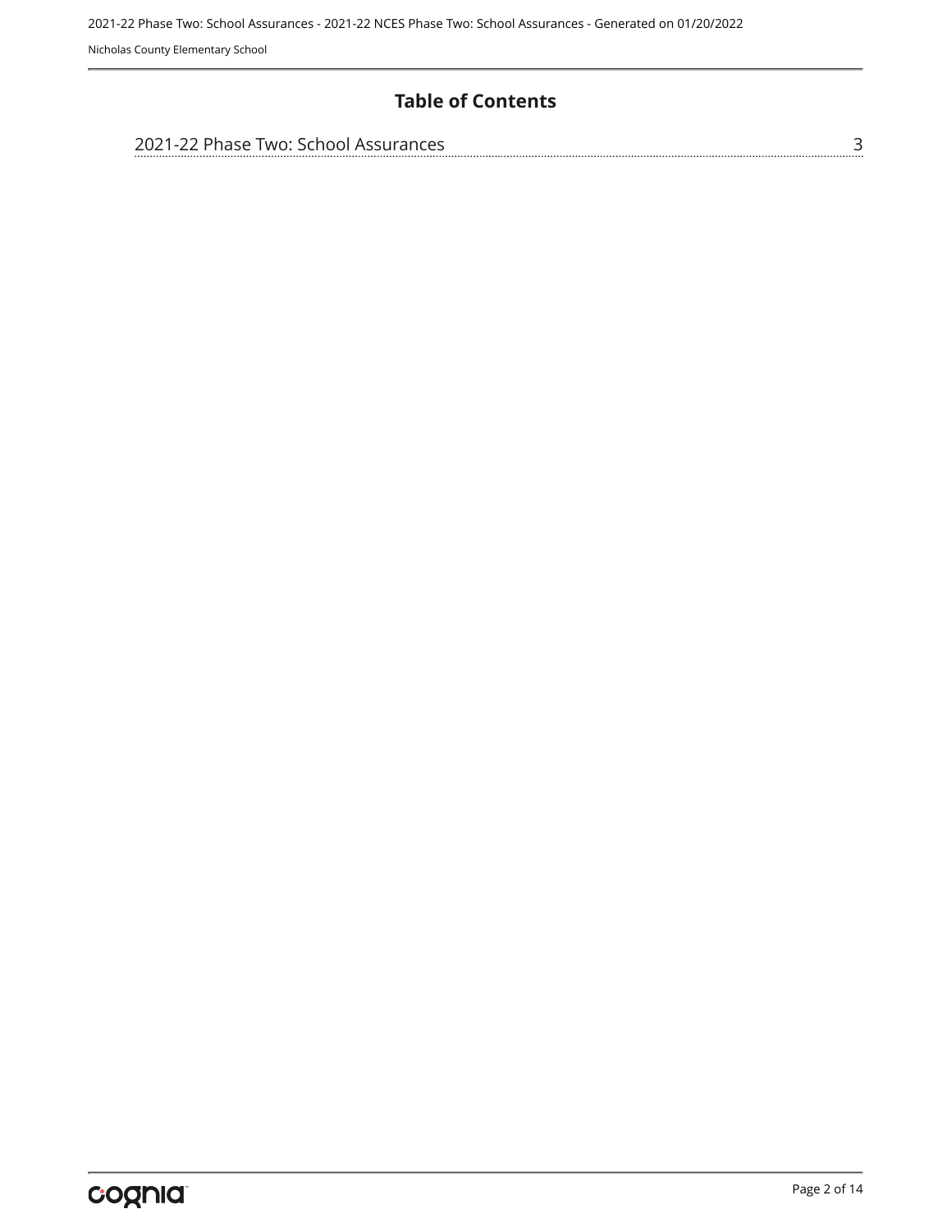# Table of Contents

2021-22 Phase Two: School Assurances ........ 3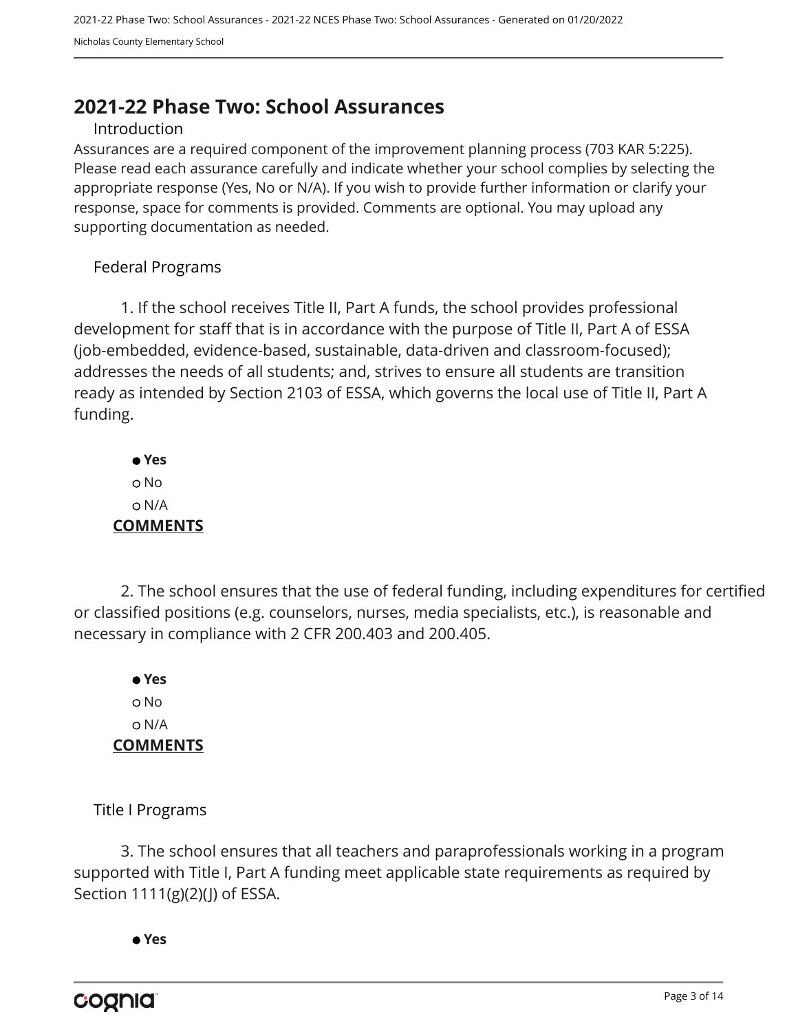## 2021-22 Phase Two: School Assurances

### Introduction

Assurances are a required component of the improvement planning process (703 KAR 5:225). Please read each assurance carefully and indicate whether your school complies by selecting the appropriate response (Yes, No or N/A). If you wish to provide further information or clarify your response, space for comments is provided. Comments are optional. You may upload any supporting documentation as needed.

### Federal Programs

1. If the school receives Title II, Part A funds, the school provides professional development for staff that is in accordance with the purpose of Title II, Part A of ESSA (job-embedded, evidence-based, sustainable, data-driven and classroom-focused); addresses the needs of all students; and, strives to ensure all students are transition ready as intended by Section 2103 of ESSA, which governs the local use of Title II, Part A funding.

- ● **Yes**
- ○ No
- ○ N/A

**COMMENTS**

2. The school ensures that the use of federal funding, including expenditures for certified or classified positions (e.g. counselors, nurses, media specialists, etc.), is reasonable and necessary in compliance with 2 CFR 200.403 and 200.405.

- ● **Yes**
- ○ No
- ○ N/A

**COMMENTS**

### Title I Programs

3. The school ensures that all teachers and paraprofessionals working in a program supported with Title I, Part A funding meet applicable state requirements as required by Section 1111(g)(2)(J) of ESSA.

- ● **Yes**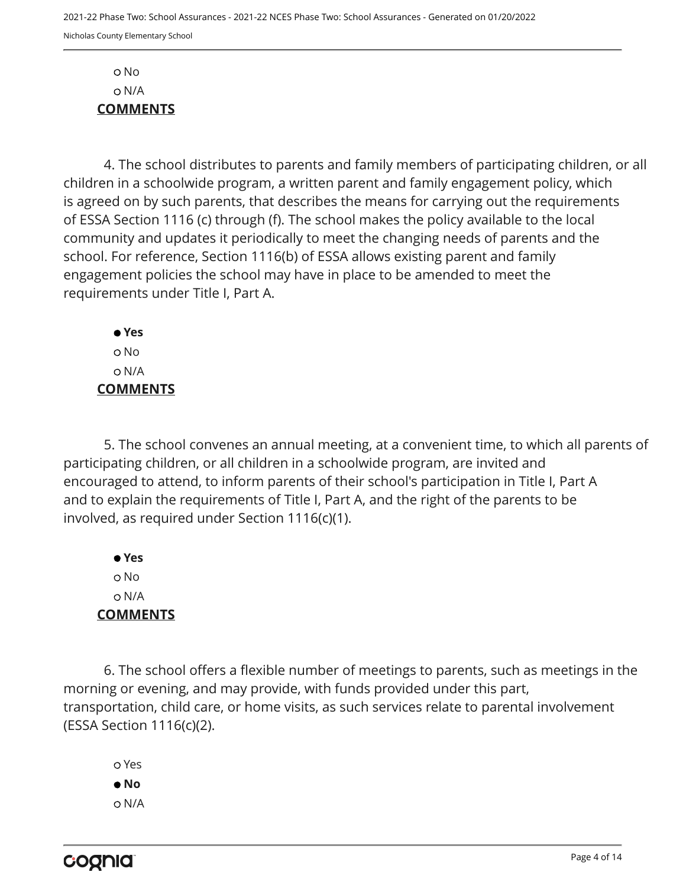○ No
○ N/A

**COMMENTS**

4. The school distributes to parents and family members of participating children, or all children in a schoolwide program, a written parent and family engagement policy, which is agreed on by such parents, that describes the means for carrying out the requirements of ESSA Section 1116 (c) through (f). The school makes the policy available to the local community and updates it periodically to meet the changing needs of parents and the school. For reference, Section 1116(b) of ESSA allows existing parent and family engagement policies the school may have in place to be amended to meet the requirements under Title I, Part A.

● **Yes**
○ No
○ N/A

**COMMENTS**

5. The school convenes an annual meeting, at a convenient time, to which all parents of participating children, or all children in a schoolwide program, are invited and encouraged to attend, to inform parents of their school's participation in Title I, Part A and to explain the requirements of Title I, Part A, and the right of the parents to be involved, as required under Section 1116(c)(1).

● **Yes**
○ No
○ N/A

**COMMENTS**

6. The school offers a flexible number of meetings to parents, such as meetings in the morning or evening, and may provide, with funds provided under this part, transportation, child care, or home visits, as such services relate to parental involvement (ESSA Section 1116(c)(2).

○ Yes
● **No**
○ N/A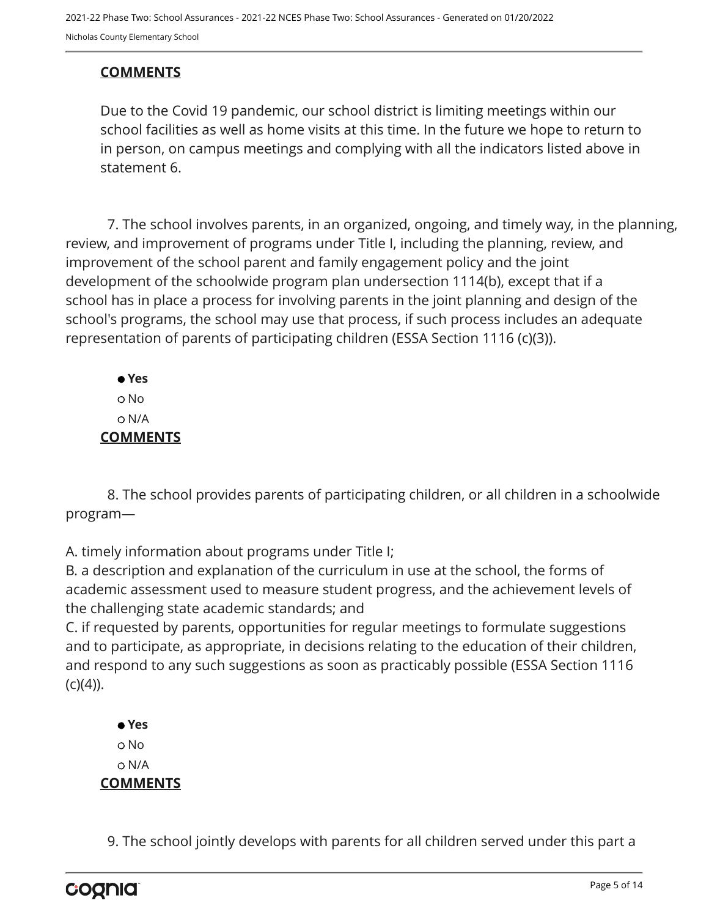**COMMENTS**

Due to the Covid 19 pandemic, our school district is limiting meetings within our school facilities as well as home visits at this time. In the future we hope to return to in person, on campus meetings and complying with all the indicators listed above in statement 6.

7. The school involves parents, in an organized, ongoing, and timely way, in the planning, review, and improvement of programs under Title I, including the planning, review, and improvement of the school parent and family engagement policy and the joint development of the schoolwide program plan undersection 1114(b), except that if a school has in place a process for involving parents in the joint planning and design of the school's programs, the school may use that process, if such process includes an adequate representation of parents of participating children (ESSA Section 1116 (c)(3)).

- ● **Yes**
- ○ No
- ○ N/A

**COMMENTS**

8. The school provides parents of participating children, or all children in a schoolwide program—

A. timely information about programs under Title I;
B. a description and explanation of the curriculum in use at the school, the forms of academic assessment used to measure student progress, and the achievement levels of the challenging state academic standards; and
C. if requested by parents, opportunities for regular meetings to formulate suggestions and to participate, as appropriate, in decisions relating to the education of their children, and respond to any such suggestions as soon as practicably possible (ESSA Section 1116 (c)(4)).

- ● **Yes**
- ○ No
- ○ N/A

**COMMENTS**

9. The school jointly develops with parents for all children served under this part a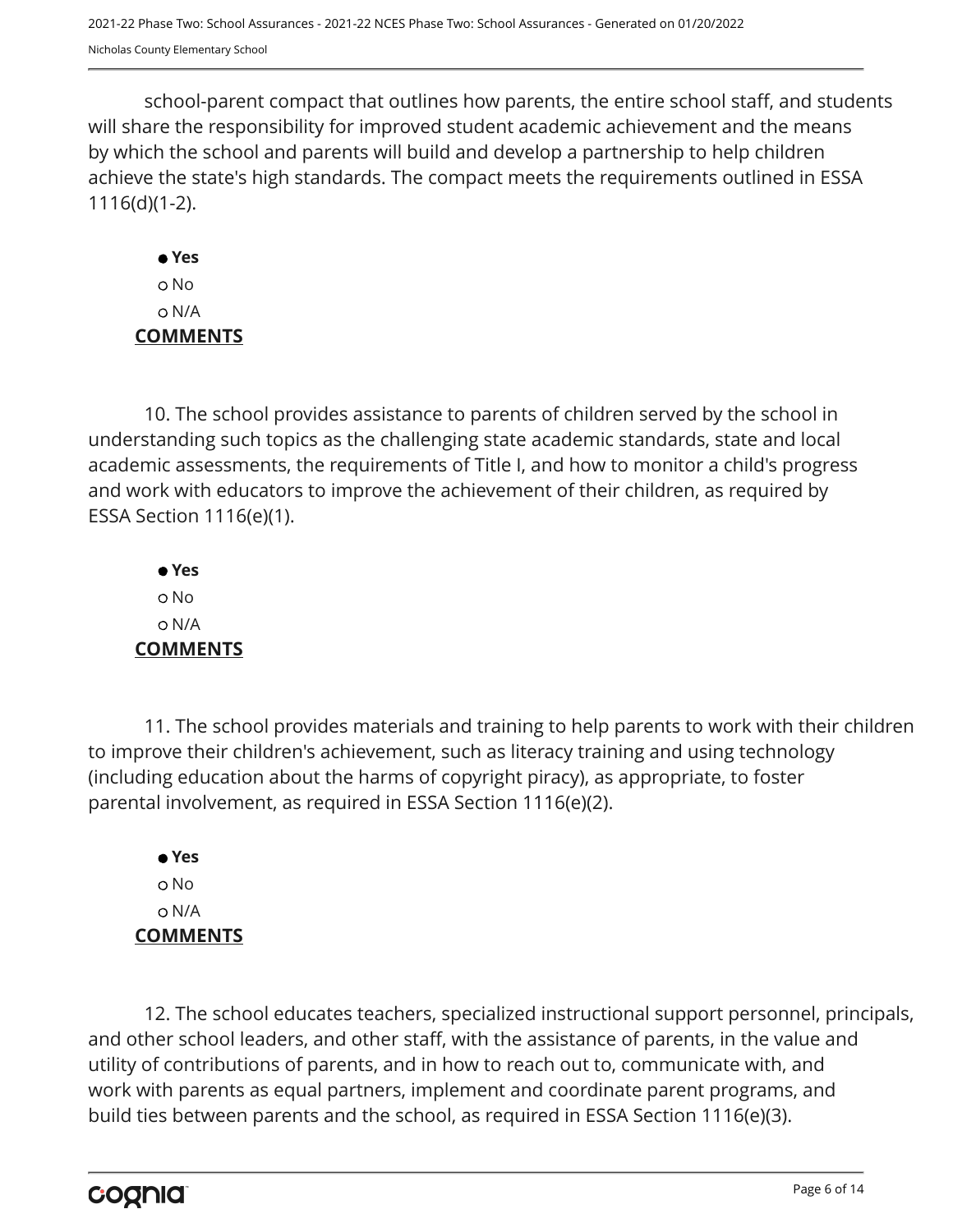school-parent compact that outlines how parents, the entire school staff, and students will share the responsibility for improved student academic achievement and the means by which the school and parents will build and develop a partnership to help children achieve the state's high standards. The compact meets the requirements outlined in ESSA 1116(d)(1-2).

- ● **Yes**
- ○ No
- ○ N/A

**COMMENTS**

10. The school provides assistance to parents of children served by the school in understanding such topics as the challenging state academic standards, state and local academic assessments, the requirements of Title I, and how to monitor a child's progress and work with educators to improve the achievement of their children, as required by ESSA Section 1116(e)(1).

- ● **Yes**
- ○ No
- ○ N/A

**COMMENTS**

11. The school provides materials and training to help parents to work with their children to improve their children's achievement, such as literacy training and using technology (including education about the harms of copyright piracy), as appropriate, to foster parental involvement, as required in ESSA Section 1116(e)(2).

- ● **Yes**
- ○ No
- ○ N/A

**COMMENTS**

12. The school educates teachers, specialized instructional support personnel, principals, and other school leaders, and other staff, with the assistance of parents, in the value and utility of contributions of parents, and in how to reach out to, communicate with, and work with parents as equal partners, implement and coordinate parent programs, and build ties between parents and the school, as required in ESSA Section 1116(e)(3).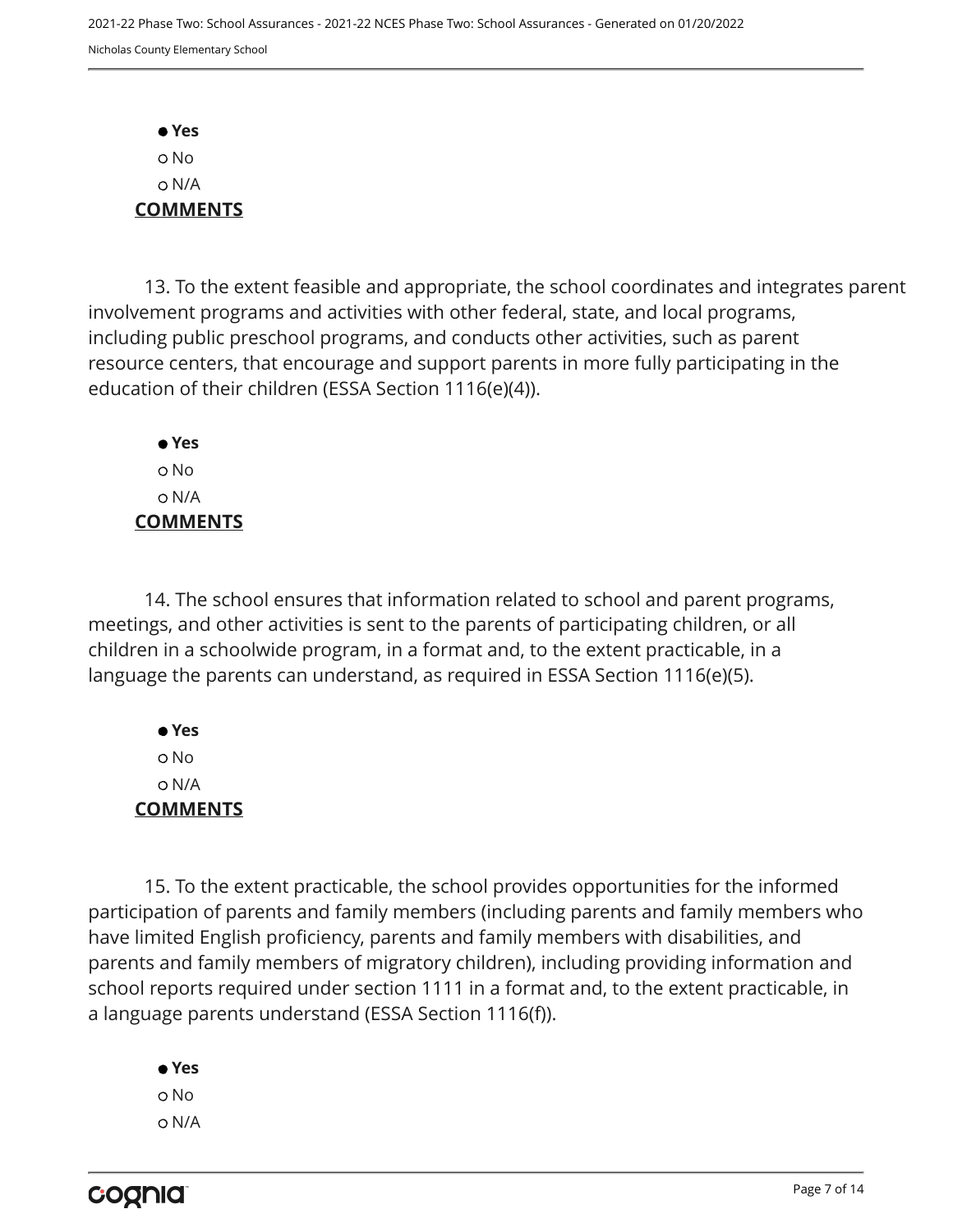- **Yes**
- No
- N/A

**COMMENTS**

13. To the extent feasible and appropriate, the school coordinates and integrates parent involvement programs and activities with other federal, state, and local programs, including public preschool programs, and conducts other activities, such as parent resource centers, that encourage and support parents in more fully participating in the education of their children (ESSA Section 1116(e)(4)).

- **Yes**
- No
- N/A

**COMMENTS**

14. The school ensures that information related to school and parent programs, meetings, and other activities is sent to the parents of participating children, or all children in a schoolwide program, in a format and, to the extent practicable, in a language the parents can understand, as required in ESSA Section 1116(e)(5).

- **Yes**
- No
- N/A

**COMMENTS**

15. To the extent practicable, the school provides opportunities for the informed participation of parents and family members (including parents and family members who have limited English proficiency, parents and family members with disabilities, and parents and family members of migratory children), including providing information and school reports required under section 1111 in a format and, to the extent practicable, in a language parents understand (ESSA Section 1116(f)).

- **Yes**
- No
- N/A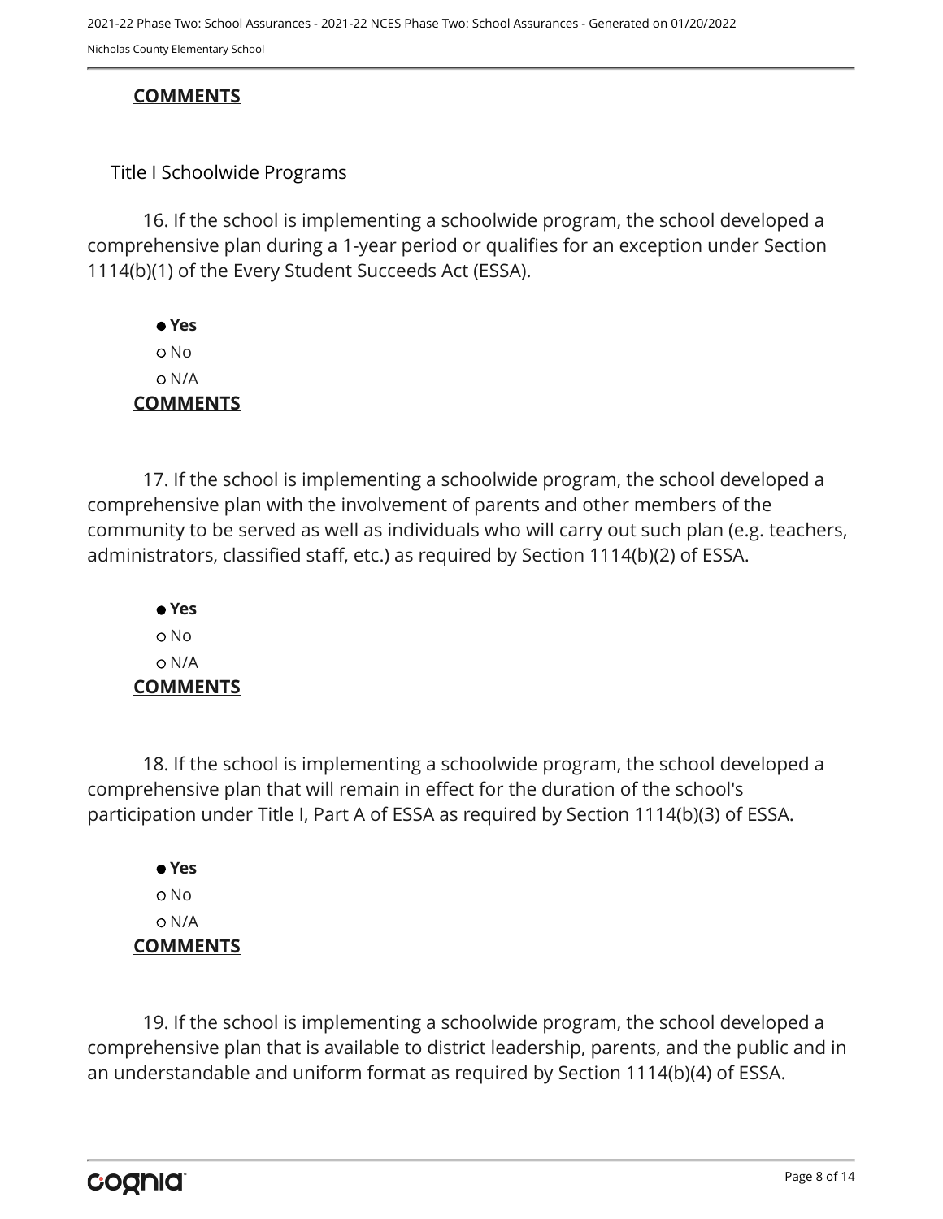**COMMENTS**

Title I Schoolwide Programs

16. If the school is implementing a schoolwide program, the school developed a comprehensive plan during a 1-year period or qualifies for an exception under Section 1114(b)(1) of the Every Student Succeeds Act (ESSA).

- ● **Yes**
- ○ No
- ○ N/A

**COMMENTS**

17. If the school is implementing a schoolwide program, the school developed a comprehensive plan with the involvement of parents and other members of the community to be served as well as individuals who will carry out such plan (e.g. teachers, administrators, classified staff, etc.) as required by Section 1114(b)(2) of ESSA.

- ● **Yes**
- ○ No
- ○ N/A

**COMMENTS**

18. If the school is implementing a schoolwide program, the school developed a comprehensive plan that will remain in effect for the duration of the school's participation under Title I, Part A of ESSA as required by Section 1114(b)(3) of ESSA.

- ● **Yes**
- ○ No
- ○ N/A

**COMMENTS**

19. If the school is implementing a schoolwide program, the school developed a comprehensive plan that is available to district leadership, parents, and the public and in an understandable and uniform format as required by Section 1114(b)(4) of ESSA.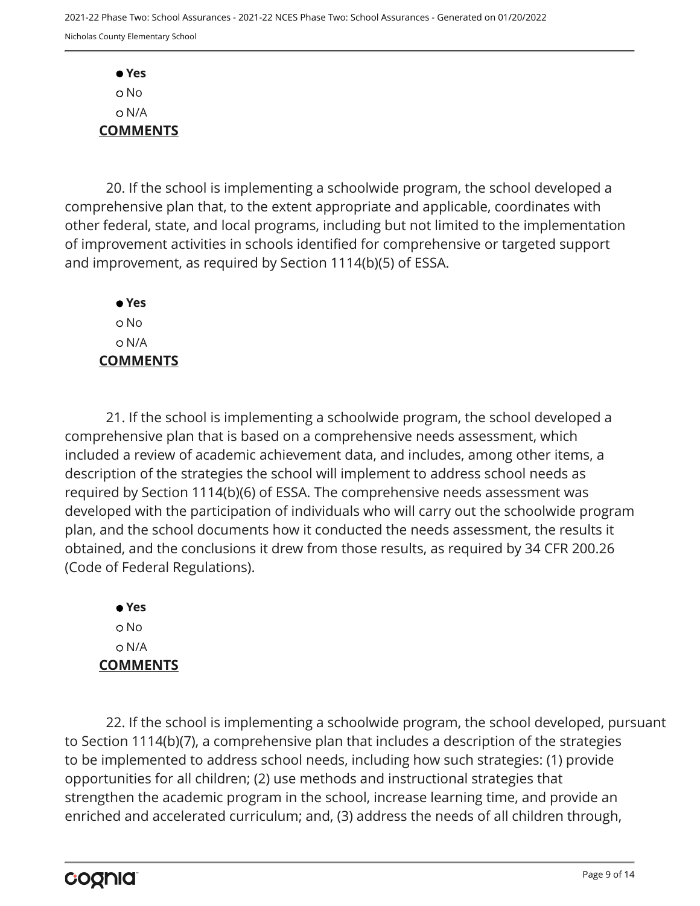- ● **Yes**
- ○ No
- ○ N/A

**COMMENTS**

20. If the school is implementing a schoolwide program, the school developed a comprehensive plan that, to the extent appropriate and applicable, coordinates with other federal, state, and local programs, including but not limited to the implementation of improvement activities in schools identified for comprehensive or targeted support and improvement, as required by Section 1114(b)(5) of ESSA.

- ● **Yes**
- ○ No
- ○ N/A

**COMMENTS**

21. If the school is implementing a schoolwide program, the school developed a comprehensive plan that is based on a comprehensive needs assessment, which included a review of academic achievement data, and includes, among other items, a description of the strategies the school will implement to address school needs as required by Section 1114(b)(6) of ESSA. The comprehensive needs assessment was developed with the participation of individuals who will carry out the schoolwide program plan, and the school documents how it conducted the needs assessment, the results it obtained, and the conclusions it drew from those results, as required by 34 CFR 200.26 (Code of Federal Regulations).

- ● **Yes**
- ○ No
- ○ N/A

**COMMENTS**

22. If the school is implementing a schoolwide program, the school developed, pursuant to Section 1114(b)(7), a comprehensive plan that includes a description of the strategies to be implemented to address school needs, including how such strategies: (1) provide opportunities for all children; (2) use methods and instructional strategies that strengthen the academic program in the school, increase learning time, and provide an enriched and accelerated curriculum; and, (3) address the needs of all children through,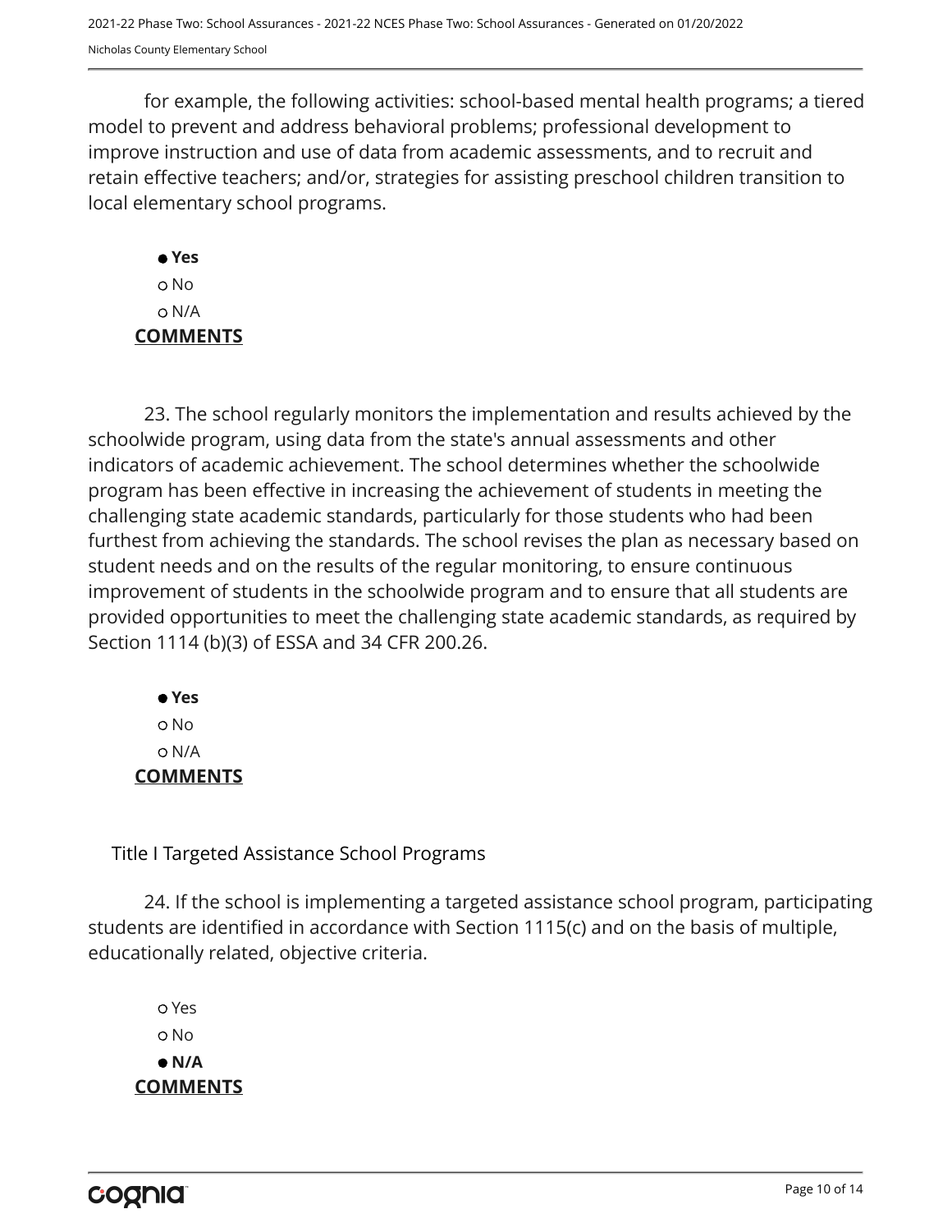for example, the following activities: school-based mental health programs; a tiered model to prevent and address behavioral problems; professional development to improve instruction and use of data from academic assessments, and to recruit and retain effective teachers; and/or, strategies for assisting preschool children transition to local elementary school programs.

- ● **Yes**
- ○ No
- ○ N/A

**COMMENTS**

23. The school regularly monitors the implementation and results achieved by the schoolwide program, using data from the state's annual assessments and other indicators of academic achievement. The school determines whether the schoolwide program has been effective in increasing the achievement of students in meeting the challenging state academic standards, particularly for those students who had been furthest from achieving the standards. The school revises the plan as necessary based on student needs and on the results of the regular monitoring, to ensure continuous improvement of students in the schoolwide program and to ensure that all students are provided opportunities to meet the challenging state academic standards, as required by Section 1114 (b)(3) of ESSA and 34 CFR 200.26.

- ● **Yes**
- ○ No
- ○ N/A

**COMMENTS**

Title I Targeted Assistance School Programs

24. If the school is implementing a targeted assistance school program, participating students are identified in accordance with Section 1115(c) and on the basis of multiple, educationally related, objective criteria.

- ○ Yes
- ○ No
- ● **N/A**

**COMMENTS**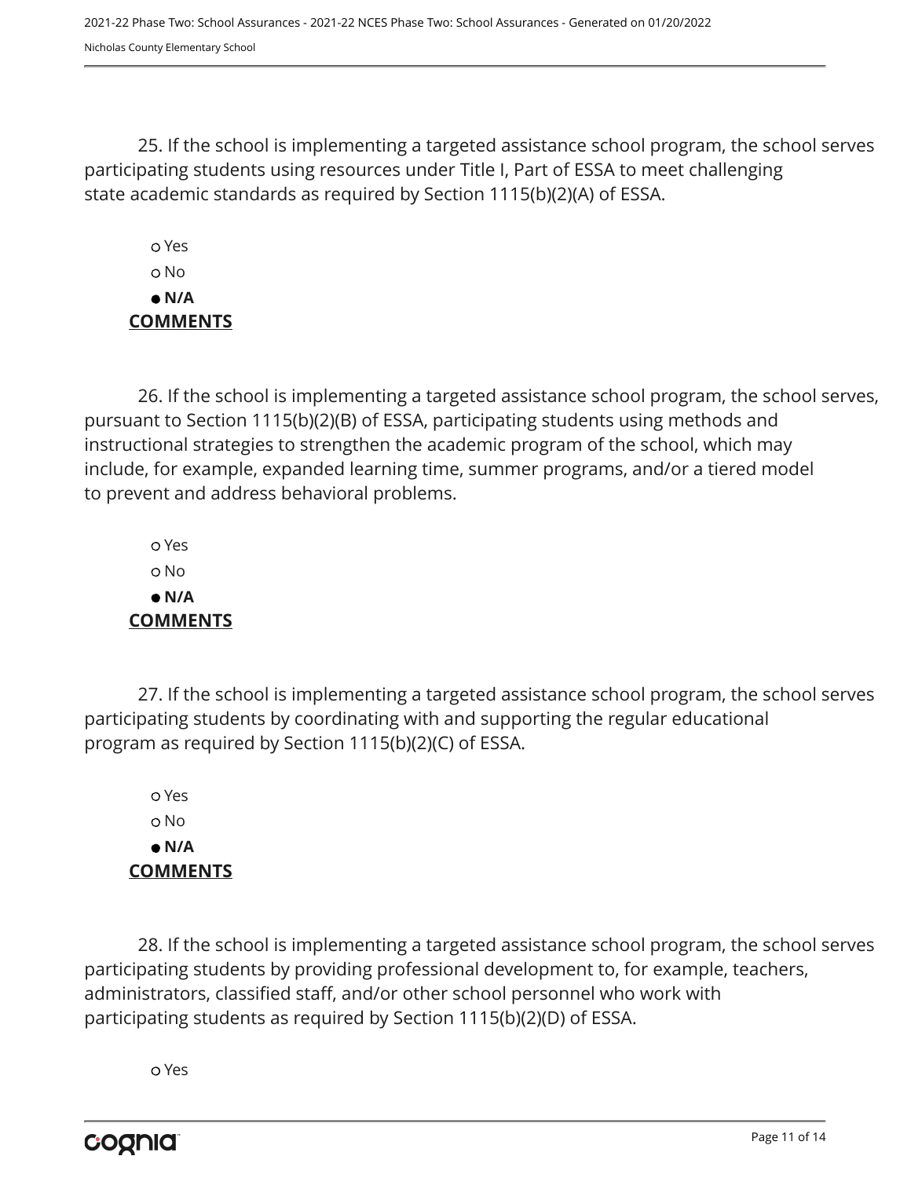25. If the school is implementing a targeted assistance school program, the school serves participating students using resources under Title I, Part of ESSA to meet challenging state academic standards as required by Section 1115(b)(2)(A) of ESSA.

- ○ Yes
- ○ No
- ● **N/A**

**COMMENTS**

26. If the school is implementing a targeted assistance school program, the school serves, pursuant to Section 1115(b)(2)(B) of ESSA, participating students using methods and instructional strategies to strengthen the academic program of the school, which may include, for example, expanded learning time, summer programs, and/or a tiered model to prevent and address behavioral problems.

- ○ Yes
- ○ No
- ● **N/A**

**COMMENTS**

27. If the school is implementing a targeted assistance school program, the school serves participating students by coordinating with and supporting the regular educational program as required by Section 1115(b)(2)(C) of ESSA.

- ○ Yes
- ○ No
- ● **N/A**

**COMMENTS**

28. If the school is implementing a targeted assistance school program, the school serves participating students by providing professional development to, for example, teachers, administrators, classified staff, and/or other school personnel who work with participating students as required by Section 1115(b)(2)(D) of ESSA.

- ○ Yes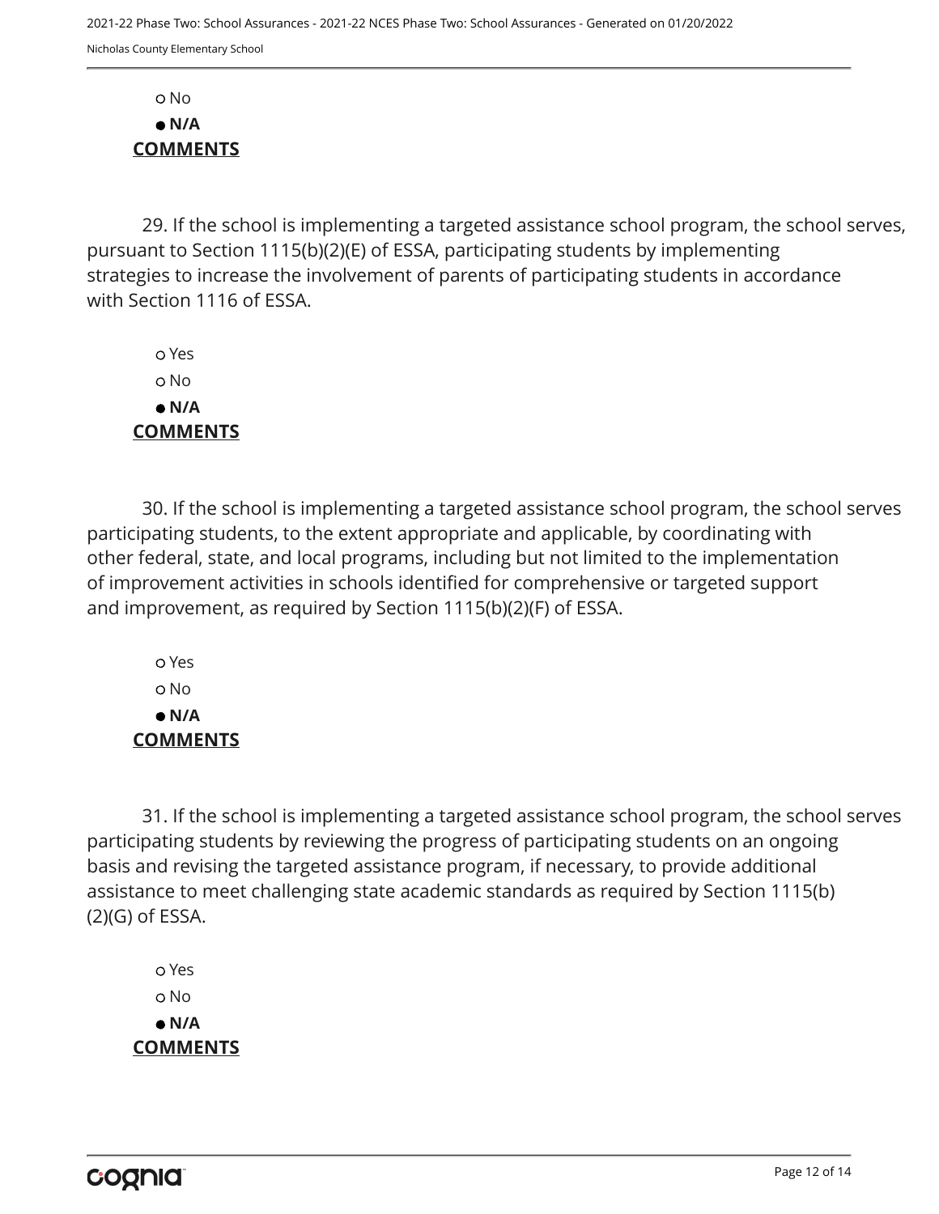○ No

● **N/A**

**COMMENTS**

29. If the school is implementing a targeted assistance school program, the school serves, pursuant to Section 1115(b)(2)(E) of ESSA, participating students by implementing strategies to increase the involvement of parents of participating students in accordance with Section 1116 of ESSA.

○ Yes

○ No

● **N/A**

**COMMENTS**

30. If the school is implementing a targeted assistance school program, the school serves participating students, to the extent appropriate and applicable, by coordinating with other federal, state, and local programs, including but not limited to the implementation of improvement activities in schools identified for comprehensive or targeted support and improvement, as required by Section 1115(b)(2)(F) of ESSA.

○ Yes

○ No

● **N/A**

**COMMENTS**

31. If the school is implementing a targeted assistance school program, the school serves participating students by reviewing the progress of participating students on an ongoing basis and revising the targeted assistance program, if necessary, to provide additional assistance to meet challenging state academic standards as required by Section 1115(b)(2)(G) of ESSA.

○ Yes

○ No

● **N/A**

**COMMENTS**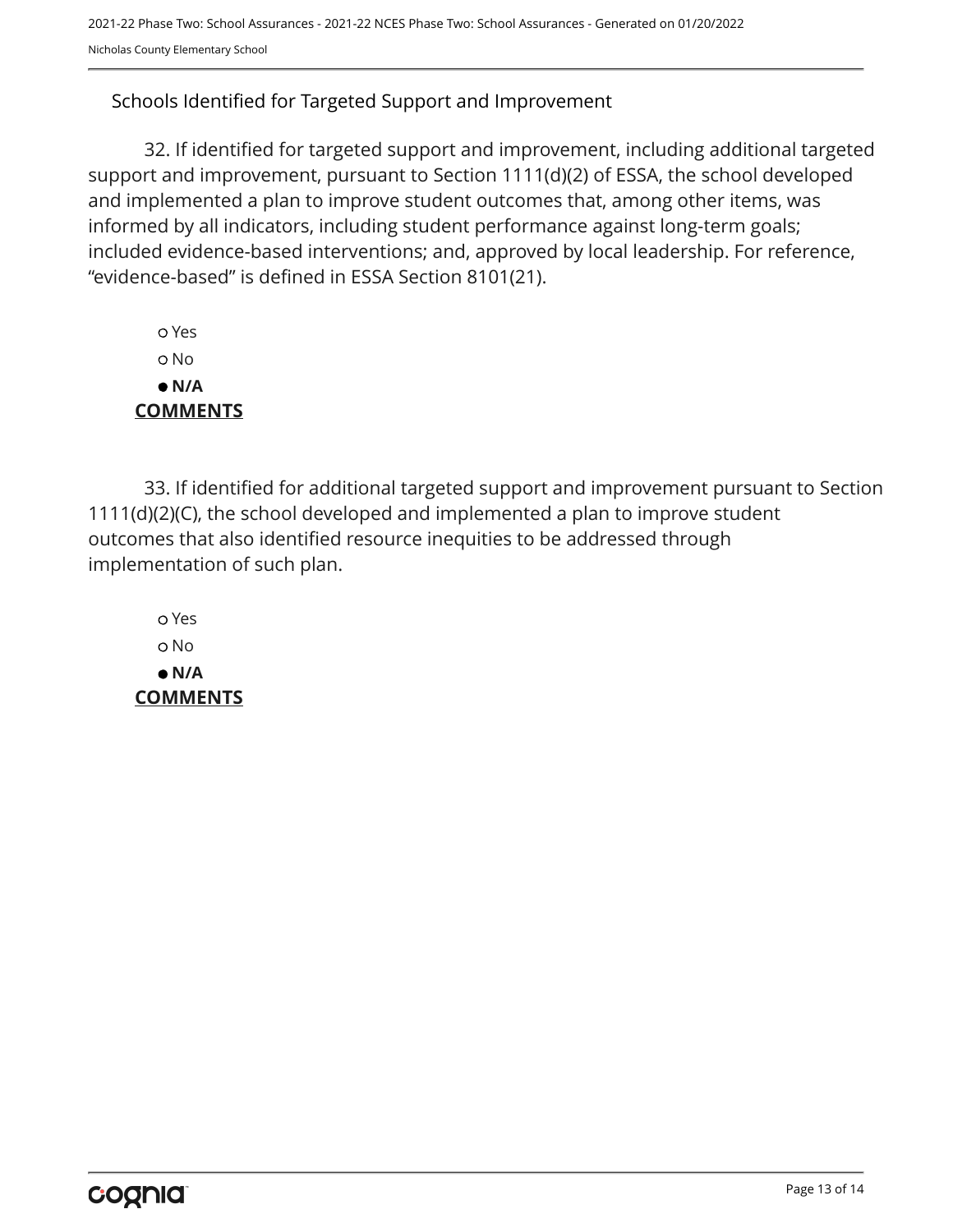## Schools Identified for Targeted Support and Improvement

32. If identified for targeted support and improvement, including additional targeted support and improvement, pursuant to Section 1111(d)(2) of ESSA, the school developed and implemented a plan to improve student outcomes that, among other items, was informed by all indicators, including student performance against long-term goals; included evidence-based interventions; and, approved by local leadership. For reference, "evidence-based" is defined in ESSA Section 8101(21).

- ○ Yes
- ○ No
- ● **N/A**

**COMMENTS**

33. If identified for additional targeted support and improvement pursuant to Section 1111(d)(2)(C), the school developed and implemented a plan to improve student outcomes that also identified resource inequities to be addressed through implementation of such plan.

- ○ Yes
- ○ No
- ● **N/A**

**COMMENTS**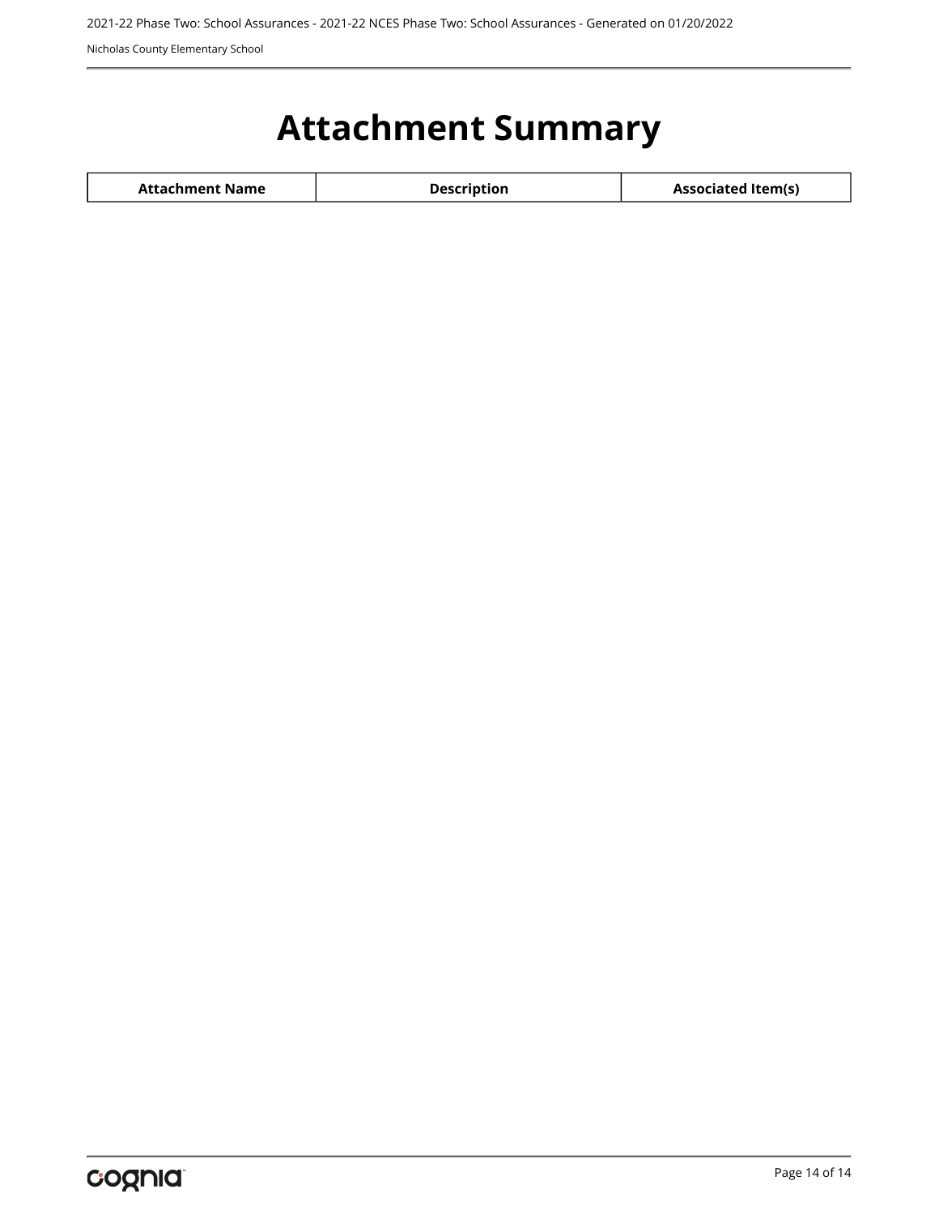# Attachment Summary

| Attachment Name | Description | Associated Item(s) |
| --- | --- | --- |